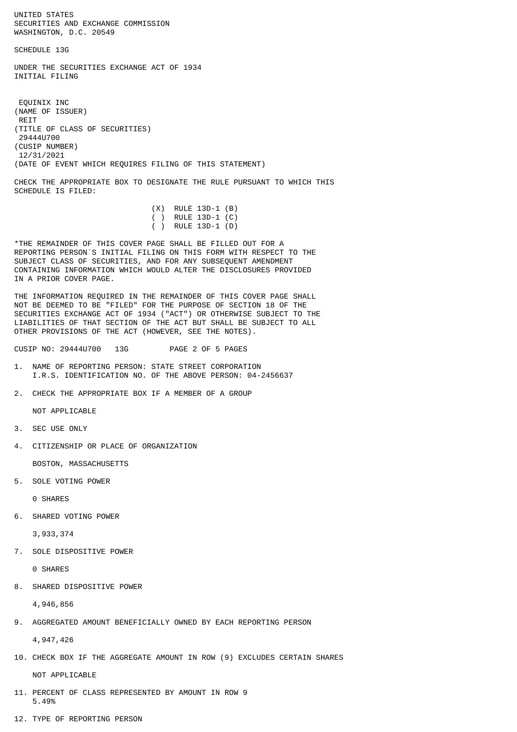UNITED STATES
SECURITIES AND EXCHANGE COMMISSION
WASHINGTON, D.C. 20549

SCHEDULE 13G

UNDER THE SECURITIES EXCHANGE ACT OF 1934
INITIAL FILING

EQUINIX INC
(NAME OF ISSUER)
REIT
(TITLE OF CLASS OF SECURITIES)
29444U700
(CUSIP NUMBER)
12/31/2021
(DATE OF EVENT WHICH REQUIRES FILING OF THIS STATEMENT)

CHECK THE APPROPRIATE BOX TO DESIGNATE THE RULE PURSUANT TO WHICH THIS SCHEDULE IS FILED:

(X) RULE 13D-1 (B)
( ) RULE 13D-1 (C)
( ) RULE 13D-1 (D)

*THE REMAINDER OF THIS COVER PAGE SHALL BE FILLED OUT FOR A REPORTING PERSON`S INITIAL FILING ON THIS FORM WITH RESPECT TO THE SUBJECT CLASS OF SECURITIES, AND FOR ANY SUBSEQUENT AMENDMENT CONTAINING INFORMATION WHICH WOULD ALTER THE DISCLOSURES PROVIDED IN A PRIOR COVER PAGE.

THE INFORMATION REQUIRED IN THE REMAINDER OF THIS COVER PAGE SHALL NOT BE DEEMED TO BE "FILED" FOR THE PURPOSE OF SECTION 18 OF THE SECURITIES EXCHANGE ACT OF 1934 ("ACT") OR OTHERWISE SUBJECT TO THE LIABILITIES OF THAT SECTION OF THE ACT BUT SHALL BE SUBJECT TO ALL OTHER PROVISIONS OF THE ACT (HOWEVER, SEE THE NOTES).

CUSIP NO: 29444U700 13G

1. NAME OF REPORTING PERSON: STATE STREET CORPORATION
   I.R.S. IDENTIFICATION NO. OF THE ABOVE PERSON: 04-2456637

2. CHECK THE APPROPRIATE BOX IF A MEMBER OF A GROUP

   NOT APPLICABLE

3. SEC USE ONLY

4. CITIZENSHIP OR PLACE OF ORGANIZATION

   BOSTON, MASSACHUSETTS

5. SOLE VOTING POWER

   0 SHARES

6. SHARED VOTING POWER

   3,933,374

7. SOLE DISPOSITIVE POWER

   0 SHARES

8. SHARED DISPOSITIVE POWER

   4,946,856

9. AGGREGATED AMOUNT BENEFICIALLY OWNED BY EACH REPORTING PERSON

   4,947,426

10. CHECK BOX IF THE AGGREGATE AMOUNT IN ROW (9) EXCLUDES CERTAIN SHARES

    NOT APPLICABLE

11. PERCENT OF CLASS REPRESENTED BY AMOUNT IN ROW 9
    5.49%

12. TYPE OF REPORTING PERSON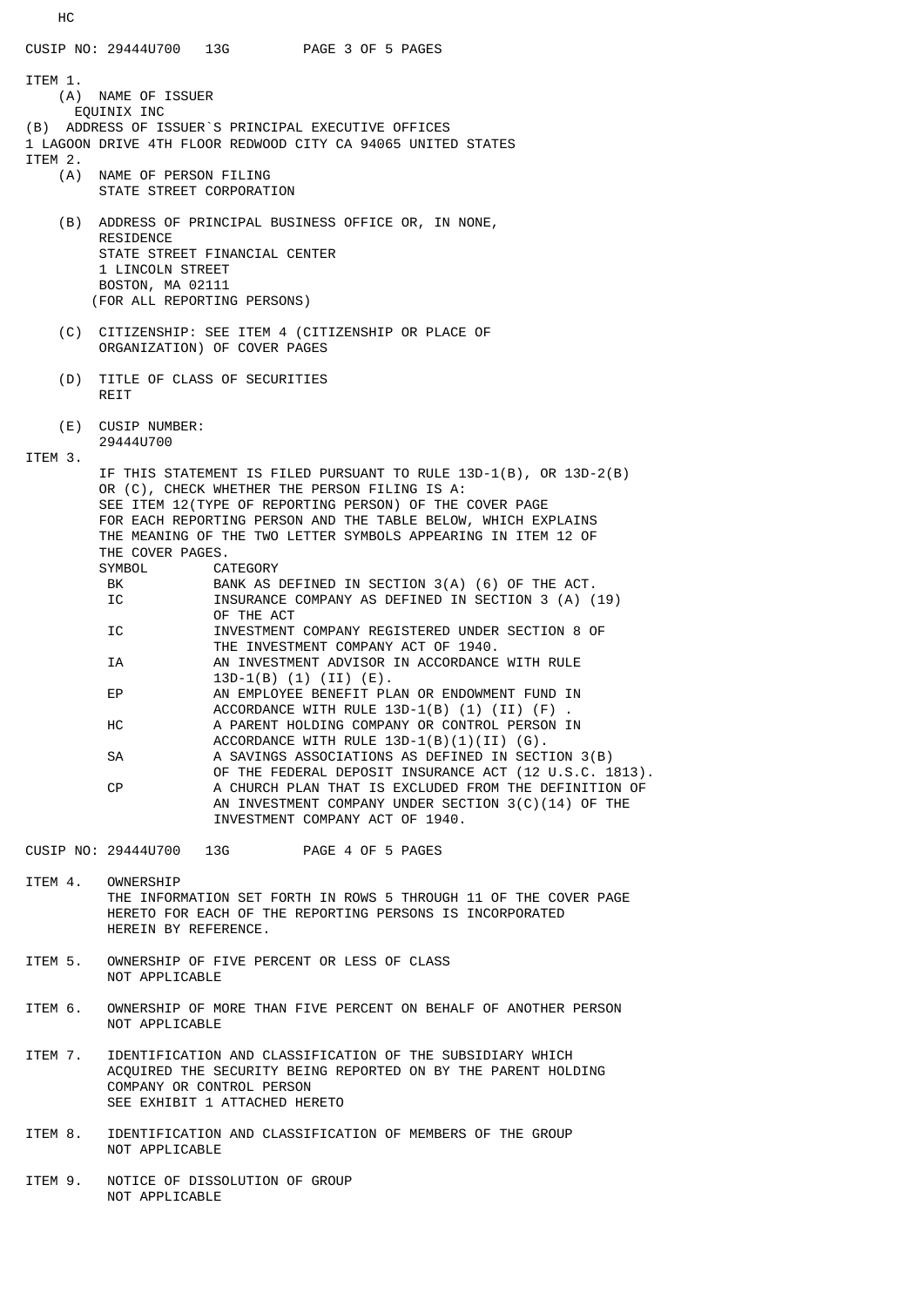HC

ITEM 1.

(A) NAME OF ISSUER
EQUINIX INC

(B) ADDRESS OF ISSUER`S PRINCIPAL EXECUTIVE OFFICES
1 LAGOON DRIVE 4TH FLOOR REDWOOD CITY CA 94065 UNITED STATES

ITEM 2.

(A) NAME OF PERSON FILING
STATE STREET CORPORATION

(B) ADDRESS OF PRINCIPAL BUSINESS OFFICE OR, IN NONE, RESIDENCE
STATE STREET FINANCIAL CENTER
1 LINCOLN STREET
BOSTON, MA 02111
(FOR ALL REPORTING PERSONS)

(C) CITIZENSHIP: SEE ITEM 4 (CITIZENSHIP OR PLACE OF ORGANIZATION) OF COVER PAGES

(D) TITLE OF CLASS OF SECURITIES
REIT

(E) CUSIP NUMBER:
29444U700

ITEM 3.

IF THIS STATEMENT IS FILED PURSUANT TO RULE 13D-1(B), OR 13D-2(B) OR (C), CHECK WHETHER THE PERSON FILING IS A:
SEE ITEM 12(TYPE OF REPORTING PERSON) OF THE COVER PAGE FOR EACH REPORTING PERSON AND THE TABLE BELOW, WHICH EXPLAINS THE MEANING OF THE TWO LETTER SYMBOLS APPEARING IN ITEM 12 OF THE COVER PAGES.

| SYMBOL | CATEGORY |
|---|---|
| BK | BANK AS DEFINED IN SECTION 3(A) (6) OF THE ACT. |
| IC | INSURANCE COMPANY AS DEFINED IN SECTION 3 (A) (19) OF THE ACT |
| IC | INVESTMENT COMPANY REGISTERED UNDER SECTION 8 OF THE INVESTMENT COMPANY ACT OF 1940. |
| IA | AN INVESTMENT ADVISOR IN ACCORDANCE WITH RULE 13D-1(B) (1) (II) (E). |
| EP | AN EMPLOYEE BENEFIT PLAN OR ENDOWMENT FUND IN ACCORDANCE WITH RULE 13D-1(B) (1) (II) (F) . |
| HC | A PARENT HOLDING COMPANY OR CONTROL PERSON IN ACCORDANCE WITH RULE 13D-1(B)(1)(II) (G). |
| SA | A SAVINGS ASSOCIATIONS AS DEFINED IN SECTION 3(B) OF THE FEDERAL DEPOSIT INSURANCE ACT (12 U.S.C. 1813). |
| CP | A CHURCH PLAN THAT IS EXCLUDED FROM THE DEFINITION OF AN INVESTMENT COMPANY UNDER SECTION 3(C)(14) OF THE INVESTMENT COMPANY ACT OF 1940. |

ITEM 4. OWNERSHIP
THE INFORMATION SET FORTH IN ROWS 5 THROUGH 11 OF THE COVER PAGE HERETO FOR EACH OF THE REPORTING PERSONS IS INCORPORATED HEREIN BY REFERENCE.

ITEM 5. OWNERSHIP OF FIVE PERCENT OR LESS OF CLASS
NOT APPLICABLE

ITEM 6. OWNERSHIP OF MORE THAN FIVE PERCENT ON BEHALF OF ANOTHER PERSON
NOT APPLICABLE

ITEM 7. IDENTIFICATION AND CLASSIFICATION OF THE SUBSIDIARY WHICH ACQUIRED THE SECURITY BEING REPORTED ON BY THE PARENT HOLDING COMPANY OR CONTROL PERSON
SEE EXHIBIT 1 ATTACHED HERETO

ITEM 8. IDENTIFICATION AND CLASSIFICATION OF MEMBERS OF THE GROUP
NOT APPLICABLE

ITEM 9. NOTICE OF DISSOLUTION OF GROUP
NOT APPLICABLE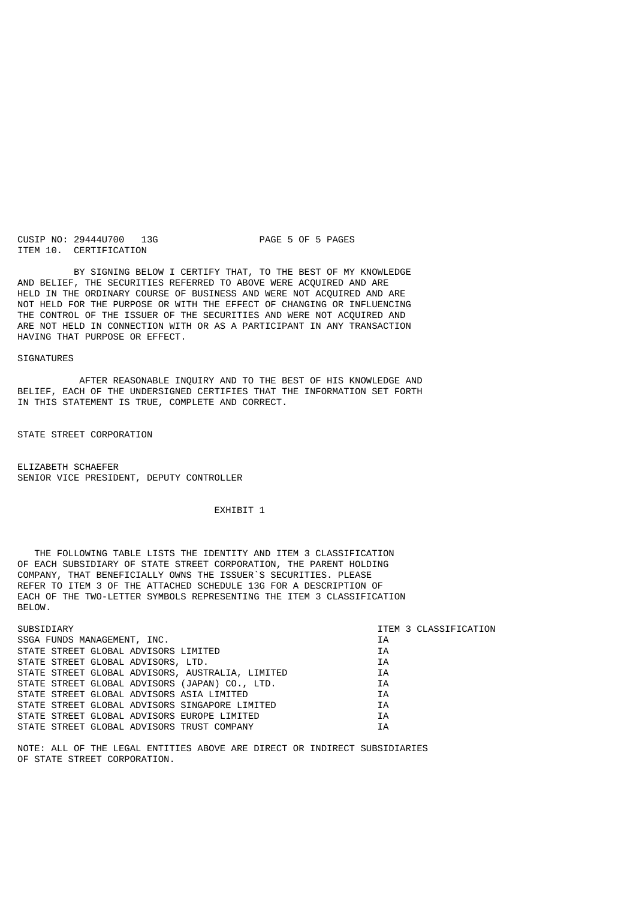CUSIP NO: 29444U700 13G

## ITEM 10. CERTIFICATION

BY SIGNING BELOW I CERTIFY THAT, TO THE BEST OF MY KNOWLEDGE AND BELIEF, THE SECURITIES REFERRED TO ABOVE WERE ACQUIRED AND ARE HELD IN THE ORDINARY COURSE OF BUSINESS AND WERE NOT ACQUIRED AND ARE NOT HELD FOR THE PURPOSE OR WITH THE EFFECT OF CHANGING OR INFLUENCING THE CONTROL OF THE ISSUER OF THE SECURITIES AND WERE NOT ACQUIRED AND ARE NOT HELD IN CONNECTION WITH OR AS A PARTICIPANT IN ANY TRANSACTION HAVING THAT PURPOSE OR EFFECT.

## SIGNATURES

AFTER REASONABLE INQUIRY AND TO THE BEST OF HIS KNOWLEDGE AND BELIEF, EACH OF THE UNDERSIGNED CERTIFIES THAT THE INFORMATION SET FORTH IN THIS STATEMENT IS TRUE, COMPLETE AND CORRECT.

STATE STREET CORPORATION

ELIZABETH SCHAEFER
SENIOR VICE PRESIDENT, DEPUTY CONTROLLER

## EXHIBIT 1

THE FOLLOWING TABLE LISTS THE IDENTITY AND ITEM 3 CLASSIFICATION OF EACH SUBSIDIARY OF STATE STREET CORPORATION, THE PARENT HOLDING COMPANY, THAT BENEFICIALLY OWNS THE ISSUER`S SECURITIES. PLEASE REFER TO ITEM 3 OF THE ATTACHED SCHEDULE 13G FOR A DESCRIPTION OF EACH OF THE TWO-LETTER SYMBOLS REPRESENTING THE ITEM 3 CLASSIFICATION BELOW.

| SUBSIDIARY | ITEM 3 CLASSIFICATION |
|---|---|
| SSGA FUNDS MANAGEMENT, INC. | IA |
| STATE STREET GLOBAL ADVISORS LIMITED | IA |
| STATE STREET GLOBAL ADVISORS, LTD. | IA |
| STATE STREET GLOBAL ADVISORS, AUSTRALIA, LIMITED | IA |
| STATE STREET GLOBAL ADVISORS (JAPAN) CO., LTD. | IA |
| STATE STREET GLOBAL ADVISORS ASIA LIMITED | IA |
| STATE STREET GLOBAL ADVISORS SINGAPORE LIMITED | IA |
| STATE STREET GLOBAL ADVISORS EUROPE LIMITED | IA |
| STATE STREET GLOBAL ADVISORS TRUST COMPANY | IA |

NOTE: ALL OF THE LEGAL ENTITIES ABOVE ARE DIRECT OR INDIRECT SUBSIDIARIES OF STATE STREET CORPORATION.